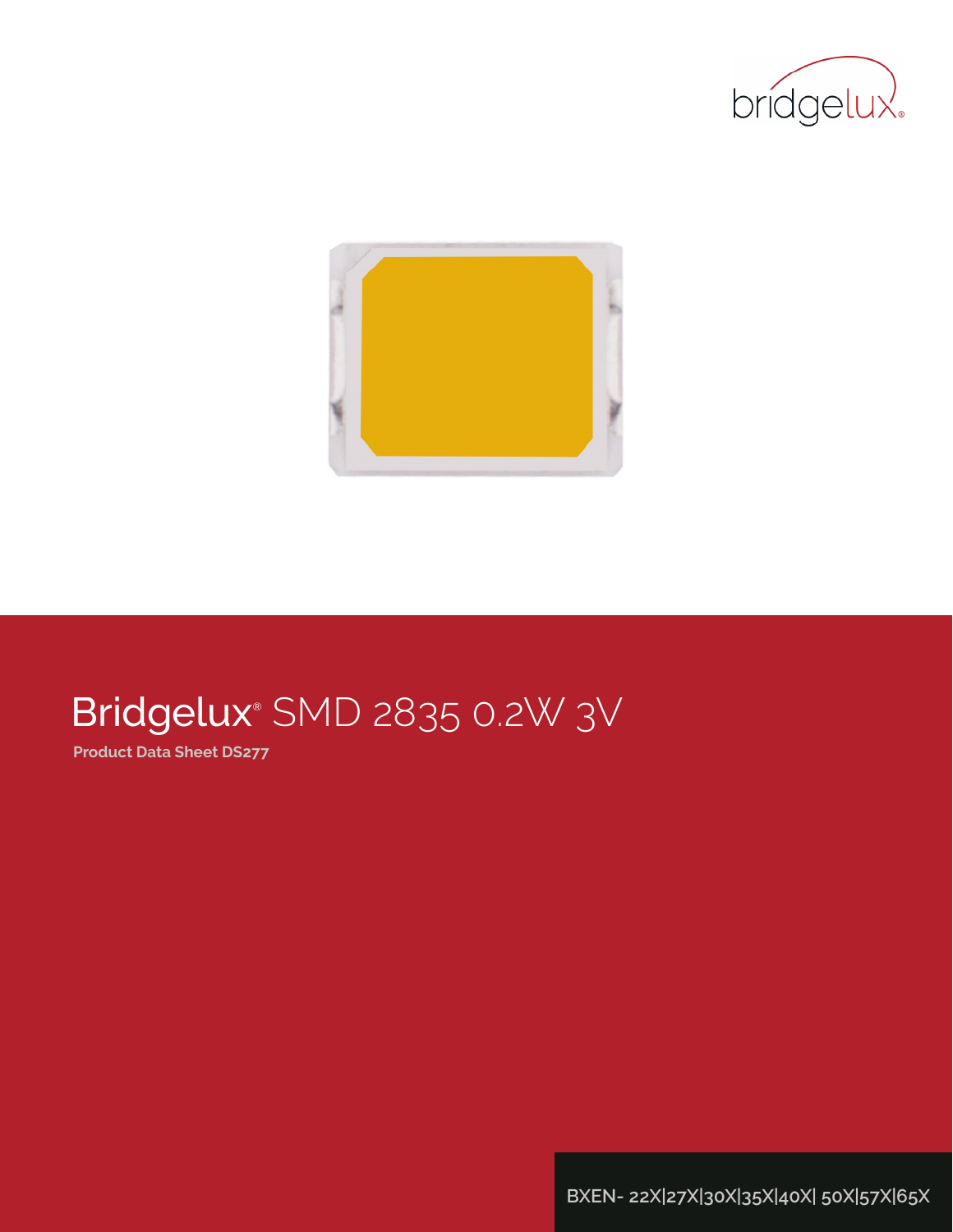# Bridgelux® SMD 2835 0.2W 3V

**Product Data Sheet DS277**

BXEN- 22X|27X|30X|35X|40X| 50X|57X|65X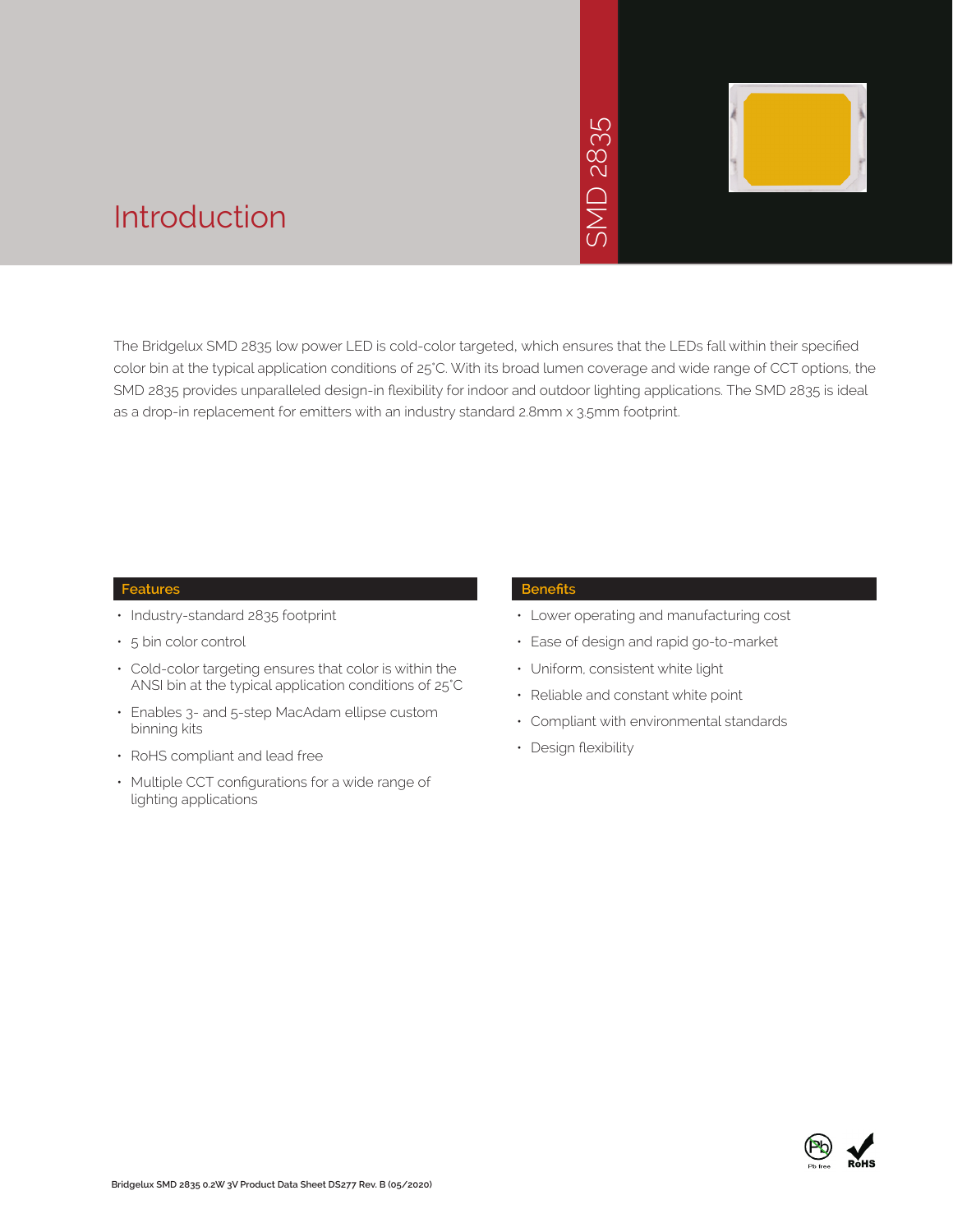# Introduction

SMD 2835

The Bridgelux SMD 2835 low power LED is cold-color targeted, which ensures that the LEDs fall within their specified color bin at the typical application conditions of 25°C. With its broad lumen coverage and wide range of CCT options, the SMD 2835 provides unparalleled design-in flexibility for indoor and outdoor lighting applications. The SMD 2835 is ideal as a drop-in replacement for emitters with an industry standard 2.8mm x 3.5mm footprint.

## Features

- Industry-standard 2835 footprint
- 5 bin color control
- Cold-color targeting ensures that color is within the ANSI bin at the typical application conditions of 25°C
- Enables 3- and 5-step MacAdam ellipse custom binning kits
- RoHS compliant and lead free
- Multiple CCT configurations for a wide range of lighting applications

## Benefits

- Lower operating and manufacturing cost
- Ease of design and rapid go-to-market
- Uniform, consistent white light
- Reliable and constant white point
- Compliant with environmental standards
- Design flexibility

Pb free RoHS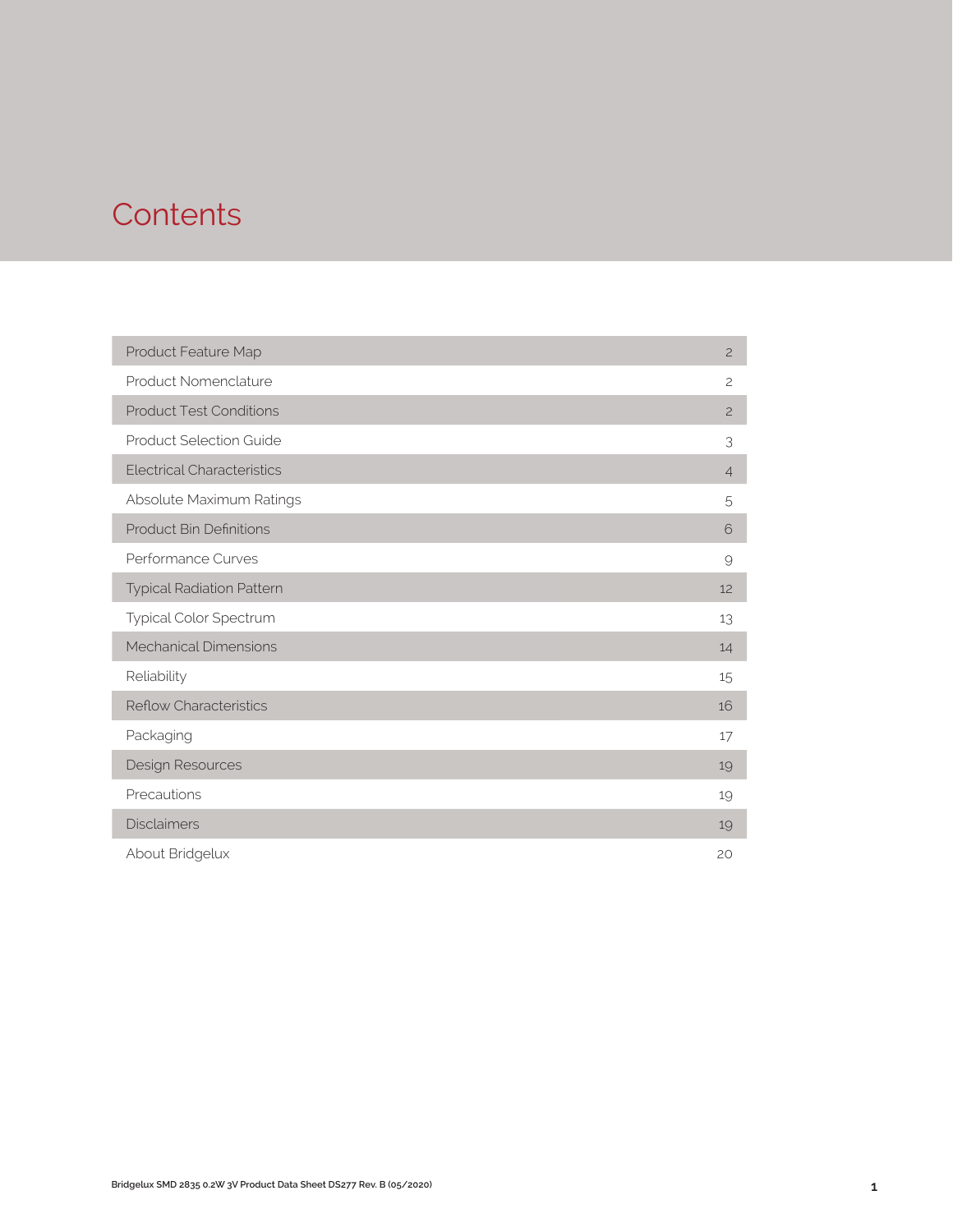# Contents

| Section | Page |
|---|---|
| Product Feature Map | 2 |
| Product Nomenclature | 2 |
| Product Test Conditions | 2 |
| Product Selection Guide | 3 |
| Electrical Characteristics | 4 |
| Absolute Maximum Ratings | 5 |
| Product Bin Definitions | 6 |
| Performance Curves | 9 |
| Typical Radiation Pattern | 12 |
| Typical Color Spectrum | 13 |
| Mechanical Dimensions | 14 |
| Reliability | 15 |
| Reflow Characteristics | 16 |
| Packaging | 17 |
| Design Resources | 19 |
| Precautions | 19 |
| Disclaimers | 19 |
| About Bridgelux | 20 |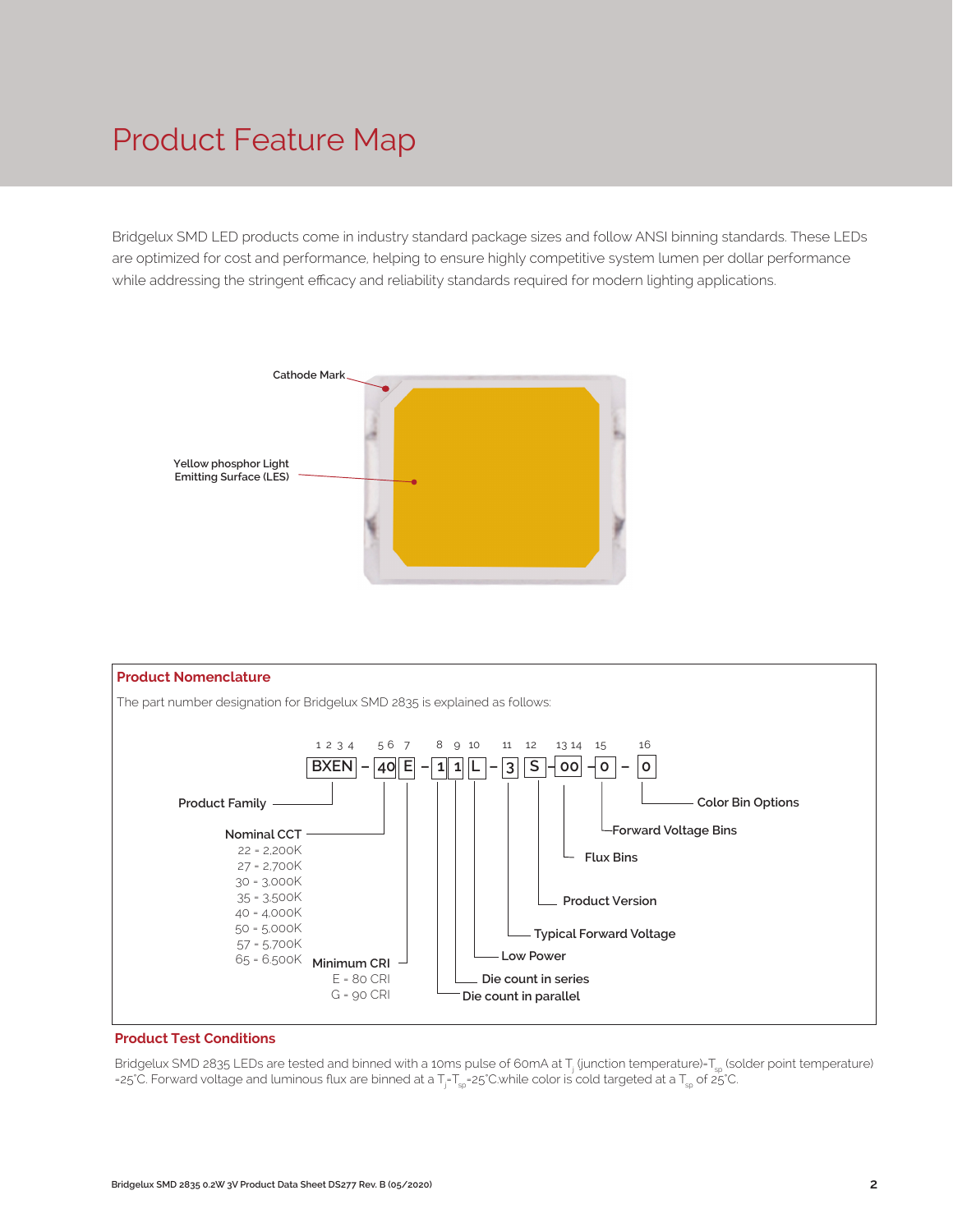# Product Feature Map

Bridgelux SMD LED products come in industry standard package sizes and follow ANSI binning standards. These LEDs are optimized for cost and performance, helping to ensure highly competitive system lumen per dollar performance while addressing the stringent efficacy and reliability standards required for modern lighting applications.

Cathode Mark

Yellow phosphor Light Emitting Surface (LES)

## Product Nomenclature

The part number designation for Bridgelux SMD 2835 is explained as follows:

BXEN – 40 E – 1 1 L – 3 S – 00 – 0 – 0

| Positions | Code | Description |
|---|---|---|
| 1 2 3 4 | BXEN | Product Family |
| 5 6 | 40 | Nominal CCT |
| 7 | E | Minimum CRI |
| 8 | 1 | Die count in parallel |
| 9 | 1 | Die count in series |
| 10 | L | Low Power |
| 11 | 3 | Typical Forward Voltage |
| 12 | S | Product Version |
| 13 14 | 00 | Flux Bins |
| 15 | 0 | Forward Voltage Bins |
| 16 | 0 | Color Bin Options |

Nominal CCT
- 22 = 2,200K
- 27 = 2,700K
- 30 = 3,000K
- 35 = 3,500K
- 40 = 4,000K
- 50 = 5,000K
- 57 = 5,700K
- 65 = 6,500K

Minimum CRI
- E = 80 CRI
- G = 90 CRI

## Product Test Conditions

Bridgelux SMD 2835 LEDs are tested and binned with a 10ms pulse of 60mA at $T_j$ (junction temperature)=$T_{sp}$ (solder point temperature) =25°C. Forward voltage and luminous flux are binned at a $T_j$=$T_{sp}$=25°C while color is cold targeted at a $T_{sp}$ of 25°C.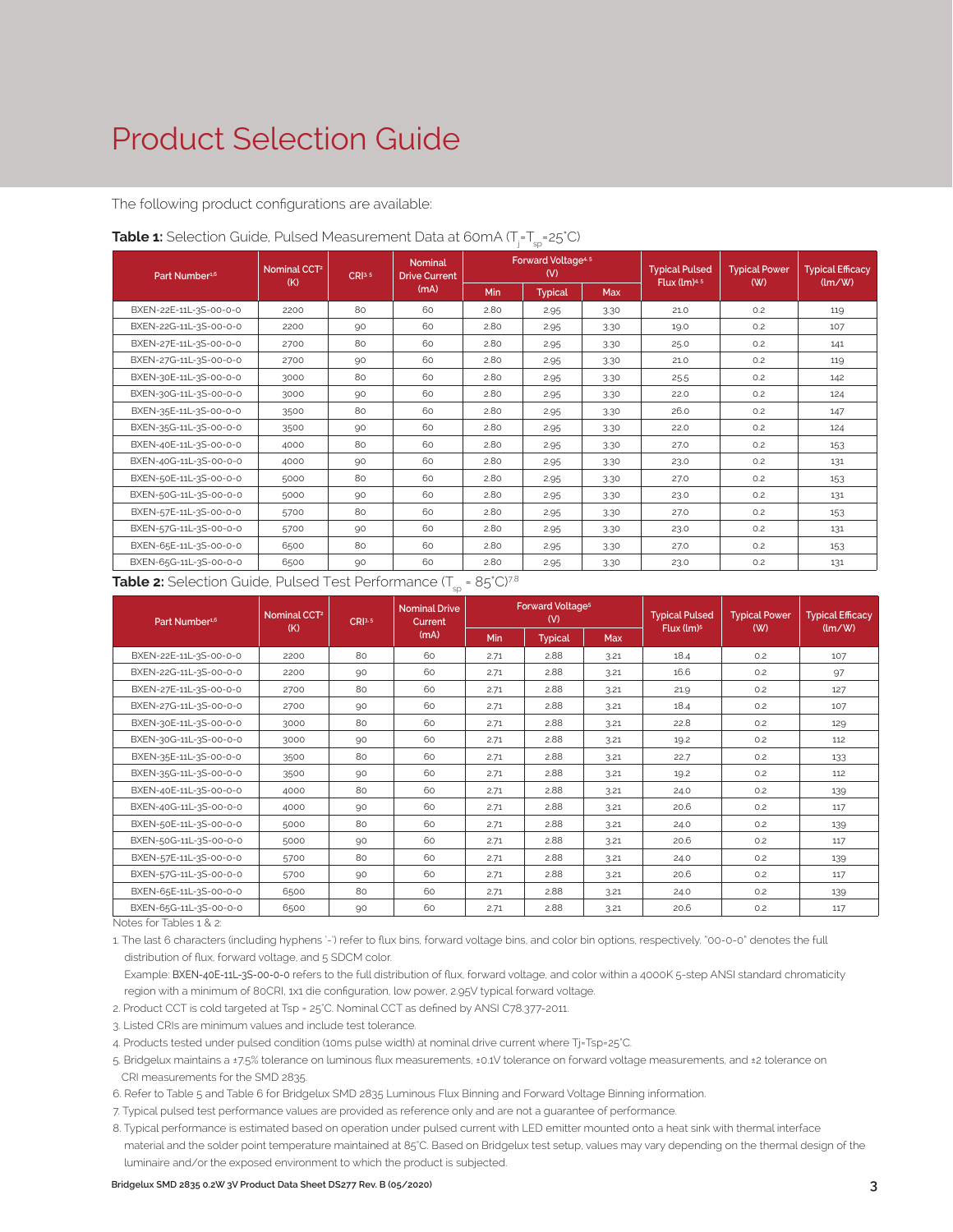# Product Selection Guide

The following product configurations are available:

**Table 1:** Selection Guide, Pulsed Measurement Data at 60mA ($T_j$=$T_{sp}$=25°C)

| Part Number[1,6] | Nominal CCT[2] (K) | CRI[3,5] | Nominal Drive Current (mA) | Forward Voltage[4,5] (V) | | | Typical Pulsed Flux (lm)[4,5] | Typical Power (W) | Typical Efficacy (lm/W) |
|---|---|---|---|---|---|---|---|---|---|
| | | | | Min | Typical | Max | | | |
| BXEN-22E-11L-3S-00-0-0 | 2200 | 80 | 60 | 2.80 | 2.95 | 3.30 | 21.0 | 0.2 | 119 |
| BXEN-22G-11L-3S-00-0-0 | 2200 | 90 | 60 | 2.80 | 2.95 | 3.30 | 19.0 | 0.2 | 107 |
| BXEN-27E-11L-3S-00-0-0 | 2700 | 80 | 60 | 2.80 | 2.95 | 3.30 | 25.0 | 0.2 | 141 |
| BXEN-27G-11L-3S-00-0-0 | 2700 | 90 | 60 | 2.80 | 2.95 | 3.30 | 21.0 | 0.2 | 119 |
| BXEN-30E-11L-3S-00-0-0 | 3000 | 80 | 60 | 2.80 | 2.95 | 3.30 | 25.5 | 0.2 | 142 |
| BXEN-30G-11L-3S-00-0-0 | 3000 | 90 | 60 | 2.80 | 2.95 | 3.30 | 22.0 | 0.2 | 124 |
| BXEN-35E-11L-3S-00-0-0 | 3500 | 80 | 60 | 2.80 | 2.95 | 3.30 | 26.0 | 0.2 | 147 |
| BXEN-35G-11L-3S-00-0-0 | 3500 | 90 | 60 | 2.80 | 2.95 | 3.30 | 22.0 | 0.2 | 124 |
| BXEN-40E-11L-3S-00-0-0 | 4000 | 80 | 60 | 2.80 | 2.95 | 3.30 | 27.0 | 0.2 | 153 |
| BXEN-40G-11L-3S-00-0-0 | 4000 | 90 | 60 | 2.80 | 2.95 | 3.30 | 23.0 | 0.2 | 131 |
| BXEN-50E-11L-3S-00-0-0 | 5000 | 80 | 60 | 2.80 | 2.95 | 3.30 | 27.0 | 0.2 | 153 |
| BXEN-50G-11L-3S-00-0-0 | 5000 | 90 | 60 | 2.80 | 2.95 | 3.30 | 23.0 | 0.2 | 131 |
| BXEN-57E-11L-3S-00-0-0 | 5700 | 80 | 60 | 2.80 | 2.95 | 3.30 | 27.0 | 0.2 | 153 |
| BXEN-57G-11L-3S-00-0-0 | 5700 | 90 | 60 | 2.80 | 2.95 | 3.30 | 23.0 | 0.2 | 131 |
| BXEN-65E-11L-3S-00-0-0 | 6500 | 80 | 60 | 2.80 | 2.95 | 3.30 | 27.0 | 0.2 | 153 |
| BXEN-65G-11L-3S-00-0-0 | 6500 | 90 | 60 | 2.80 | 2.95 | 3.30 | 23.0 | 0.2 | 131 |

**Table 2:** Selection Guide, Pulsed Test Performance ($T_{sp}$ = 85°C)[7,8]

| Part Number[1,6] | Nominal CCT[2] (K) | CRI[3,5] | Nominal Drive Current (mA) | Forward Voltage[5] (V) | | | Typical Pulsed Flux (lm)[5] | Typical Power (W) | Typical Efficacy (lm/W) |
|---|---|---|---|---|---|---|---|---|---|
| | | | | Min | Typical | Max | | | |
| BXEN-22E-11L-3S-00-0-0 | 2200 | 80 | 60 | 2.71 | 2.88 | 3.21 | 18.4 | 0.2 | 107 |
| BXEN-22G-11L-3S-00-0-0 | 2200 | 90 | 60 | 2.71 | 2.88 | 3.21 | 16.6 | 0.2 | 97 |
| BXEN-27E-11L-3S-00-0-0 | 2700 | 80 | 60 | 2.71 | 2.88 | 3.21 | 21.9 | 0.2 | 127 |
| BXEN-27G-11L-3S-00-0-0 | 2700 | 90 | 60 | 2.71 | 2.88 | 3.21 | 18.4 | 0.2 | 107 |
| BXEN-30E-11L-3S-00-0-0 | 3000 | 80 | 60 | 2.71 | 2.88 | 3.21 | 22.8 | 0.2 | 129 |
| BXEN-30G-11L-3S-00-0-0 | 3000 | 90 | 60 | 2.71 | 2.88 | 3.21 | 19.2 | 0.2 | 112 |
| BXEN-35E-11L-3S-00-0-0 | 3500 | 80 | 60 | 2.71 | 2.88 | 3.21 | 22.7 | 0.2 | 133 |
| BXEN-35G-11L-3S-00-0-0 | 3500 | 90 | 60 | 2.71 | 2.88 | 3.21 | 19.2 | 0.2 | 112 |
| BXEN-40E-11L-3S-00-0-0 | 4000 | 80 | 60 | 2.71 | 2.88 | 3.21 | 24.0 | 0.2 | 139 |
| BXEN-40G-11L-3S-00-0-0 | 4000 | 90 | 60 | 2.71 | 2.88 | 3.21 | 20.6 | 0.2 | 117 |
| BXEN-50E-11L-3S-00-0-0 | 5000 | 80 | 60 | 2.71 | 2.88 | 3.21 | 24.0 | 0.2 | 139 |
| BXEN-50G-11L-3S-00-0-0 | 5000 | 90 | 60 | 2.71 | 2.88 | 3.21 | 20.6 | 0.2 | 117 |
| BXEN-57E-11L-3S-00-0-0 | 5700 | 80 | 60 | 2.71 | 2.88 | 3.21 | 24.0 | 0.2 | 139 |
| BXEN-57G-11L-3S-00-0-0 | 5700 | 90 | 60 | 2.71 | 2.88 | 3.21 | 20.6 | 0.2 | 117 |
| BXEN-65E-11L-3S-00-0-0 | 6500 | 80 | 60 | 2.71 | 2.88 | 3.21 | 24.0 | 0.2 | 139 |
| BXEN-65G-11L-3S-00-0-0 | 6500 | 90 | 60 | 2.71 | 2.88 | 3.21 | 20.6 | 0.2 | 117 |

Notes for Tables 1 & 2:

1. The last 6 characters (including hyphens '-') refer to flux bins, forward voltage bins, and color bin options, respectively. "00-0-0" denotes the full distribution of flux, forward voltage, and 5 SDCM color.
   Example: BXEN-40E-11L-3S-00-0-0 refers to the full distribution of flux, forward voltage, and color within a 4000K 5-step ANSI standard chromaticity region with a minimum of 80CRI, 1x1 die configuration, low power, 2.95V typical forward voltage.
2. Product CCT is cold targeted at Tsp = 25°C. Nominal CCT as defined by ANSI C78.377-2011.
3. Listed CRIs are minimum values and include test tolerance.
4. Products tested under pulsed condition (10ms pulse width) at nominal drive current where Tj=Tsp=25°C.
5. Bridgelux maintains a ±7.5% tolerance on luminous flux measurements, ±0.1V tolerance on forward voltage measurements, and ±2 tolerance on CRI measurements for the SMD 2835.
6. Refer to Table 5 and Table 6 for Bridgelux SMD 2835 Luminous Flux Binning and Forward Voltage Binning information.
7. Typical pulsed test performance values are provided as reference only and are not a guarantee of performance.
8. Typical performance is estimated based on operation under pulsed current with LED emitter mounted onto a heat sink with thermal interface material and the solder point temperature maintained at 85°C. Based on Bridgelux test setup, values may vary depending on the thermal design of the luminaire and/or the exposed environment to which the product is subjected.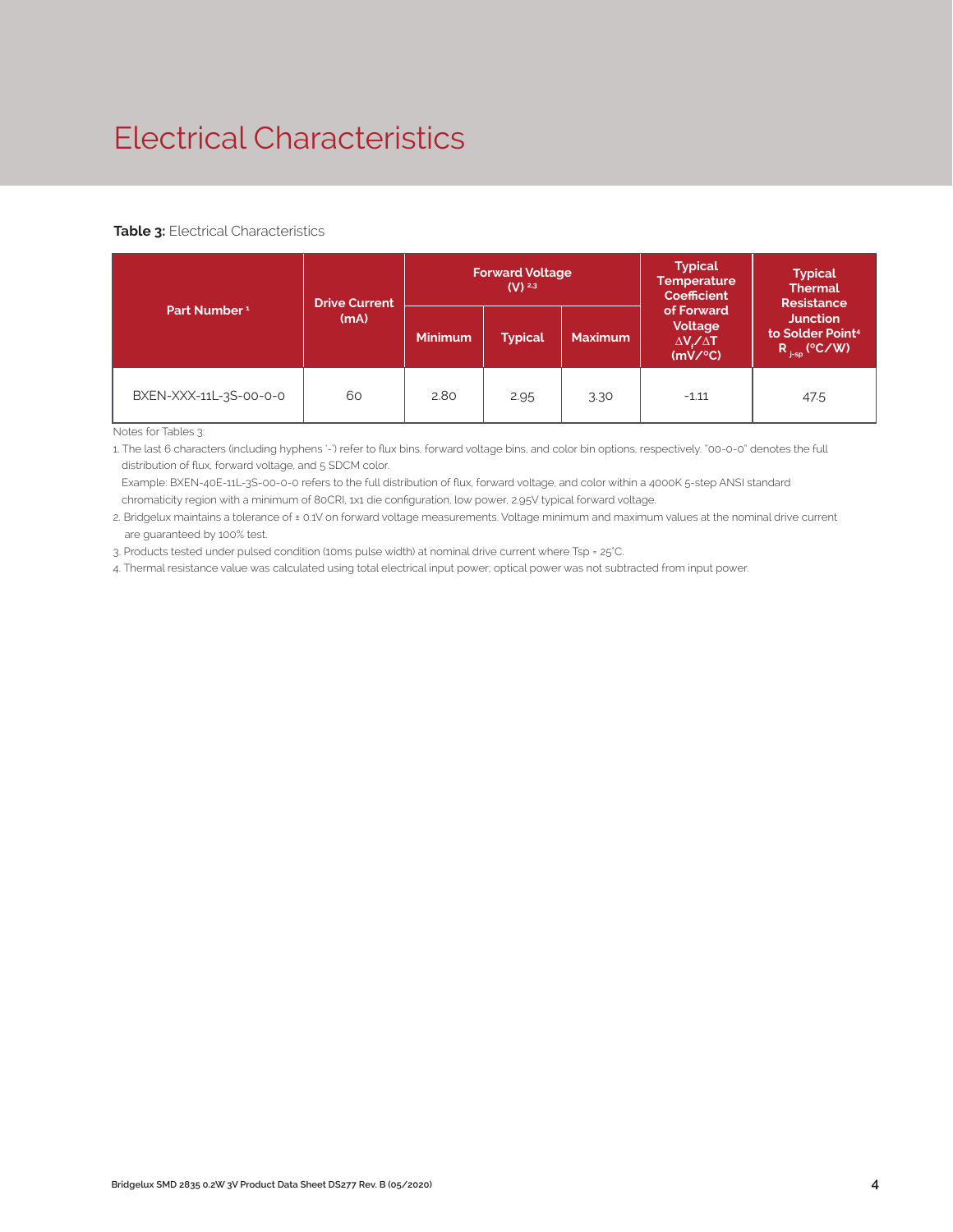# Electrical Characteristics

**Table 3:** Electrical Characteristics

| Part Number [1] | Drive Current (mA) | Forward Voltage (V) [2,3] | | | Typical Temperature Coefficient of Forward Voltage $\Delta V_f/\Delta T$ (mV/°C) | Typical Thermal Resistance Junction to Solder Point[4] $R_{j-sp}$ (°C/W) |
|---|---|---|---|---|---|---|
| | | Minimum | Typical | Maximum | | |
| BXEN-XXX-11L-3S-00-0-0 | 60 | 2.80 | 2.95 | 3.30 | -1.11 | 47.5 |

Notes for Tables 3:

1. The last 6 characters (including hyphens '-') refer to flux bins, forward voltage bins, and color bin options, respectively. "00-0-0" denotes the full distribution of flux, forward voltage, and 5 SDCM color.
   Example: BXEN-40E-11L-3S-00-0-0 refers to the full distribution of flux, forward voltage, and color within a 4000K 5-step ANSI standard chromaticity region with a minimum of 80CRI, 1x1 die configuration, low power, 2.95V typical forward voltage.
2. Bridgelux maintains a tolerance of ± 0.1V on forward voltage measurements. Voltage minimum and maximum values at the nominal drive current are guaranteed by 100% test.
3. Products tested under pulsed condition (10ms pulse width) at nominal drive current where Tsp = 25°C.
4. Thermal resistance value was calculated using total electrical input power; optical power was not subtracted from input power.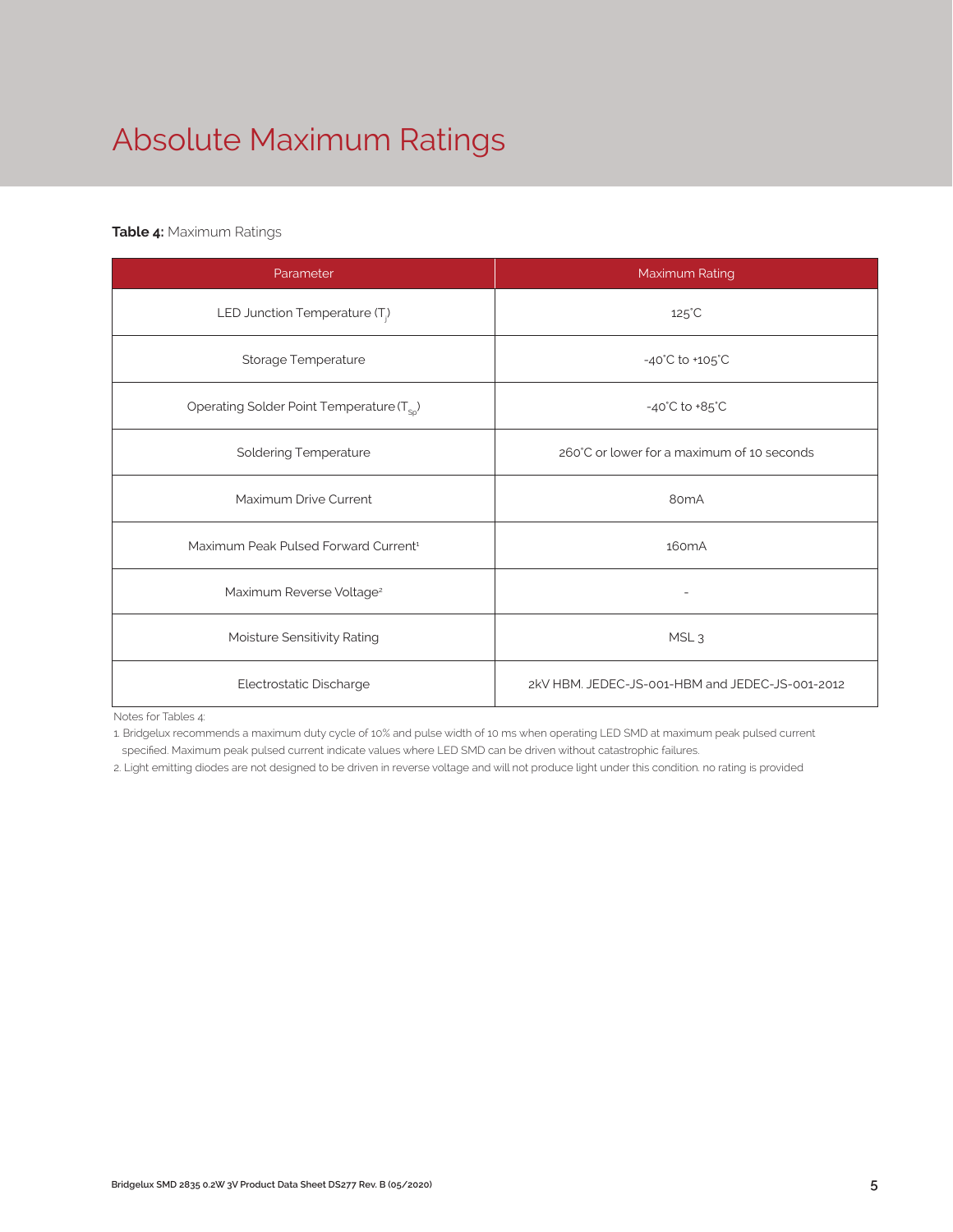# Absolute Maximum Ratings

**Table 4:** Maximum Ratings

| Parameter | Maximum Rating |
| --- | --- |
| LED Junction Temperature ($T_j$) | 125°C |
| Storage Temperature | -40°C to +105°C |
| Operating Solder Point Temperature ($T_{Sp}$) | -40°C to +85°C |
| Soldering Temperature | 260°C or lower for a maximum of 10 seconds |
| Maximum Drive Current | 80mA |
| Maximum Peak Pulsed Forward Current[1] | 160mA |
| Maximum Reverse Voltage[2] | - |
| Moisture Sensitivity Rating | MSL 3 |
| Electrostatic Discharge | 2kV HBM. JEDEC-JS-001-HBM and JEDEC-JS-001-2012 |

Notes for Tables 4:

1. Bridgelux recommends a maximum duty cycle of 10% and pulse width of 10 ms when operating LED SMD at maximum peak pulsed current specified. Maximum peak pulsed current indicate values where LED SMD can be driven without catastrophic failures.
2. Light emitting diodes are not designed to be driven in reverse voltage and will not produce light under this condition. no rating is provided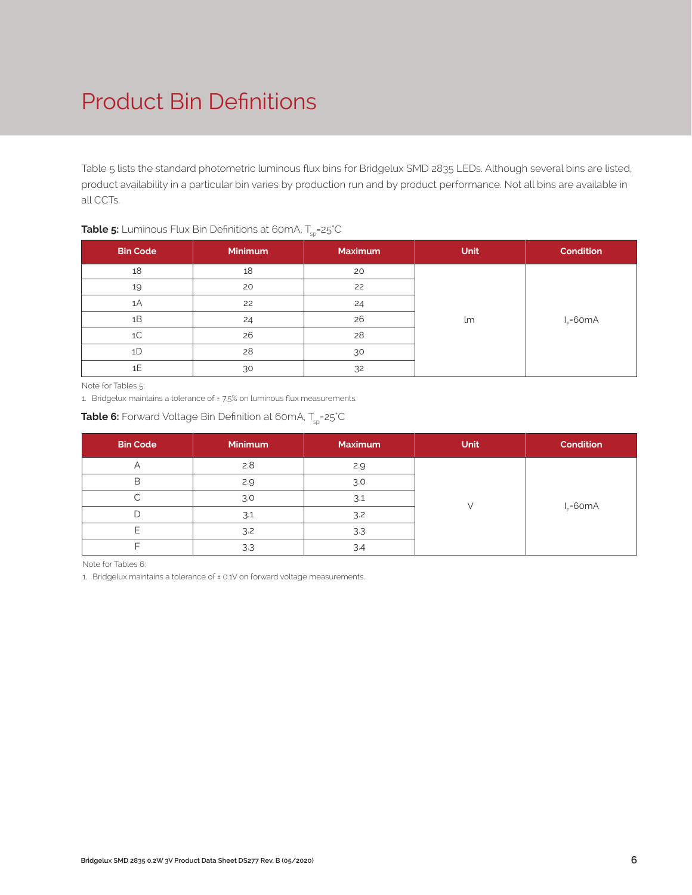# Product Bin Definitions

Table 5 lists the standard photometric luminous flux bins for Bridgelux SMD 2835 LEDs. Although several bins are listed, product availability in a particular bin varies by production run and by product performance. Not all bins are available in all CCTs.

**Table 5:** Luminous Flux Bin Definitions at 60mA, $T_{sp}$=25°C

| Bin Code | Minimum | Maximum | Unit | Condition |
|---|---|---|---|---|
| 18 | 18 | 20 | lm | $I_F$=60mA |
| 19 | 20 | 22 | | |
| 1A | 22 | 24 | | |
| 1B | 24 | 26 | | |
| 1C | 26 | 28 | | |
| 1D | 28 | 30 | | |
| 1E | 30 | 32 | | |

Note for Tables 5:

1. Bridgelux maintains a tolerance of ± 7.5% on luminous flux measurements.

**Table 6:** Forward Voltage Bin Definition at 60mA, $T_{sp}$=25°C

| Bin Code | Minimum | Maximum | Unit | Condition |
|---|---|---|---|---|
| A | 2.8 | 2.9 | V | $I_F$=60mA |
| B | 2.9 | 3.0 | | |
| C | 3.0 | 3.1 | | |
| D | 3.1 | 3.2 | | |
| E | 3.2 | 3.3 | | |
| F | 3.3 | 3.4 | | |

Note for Tables 6:

1. Bridgelux maintains a tolerance of ± 0.1V on forward voltage measurements.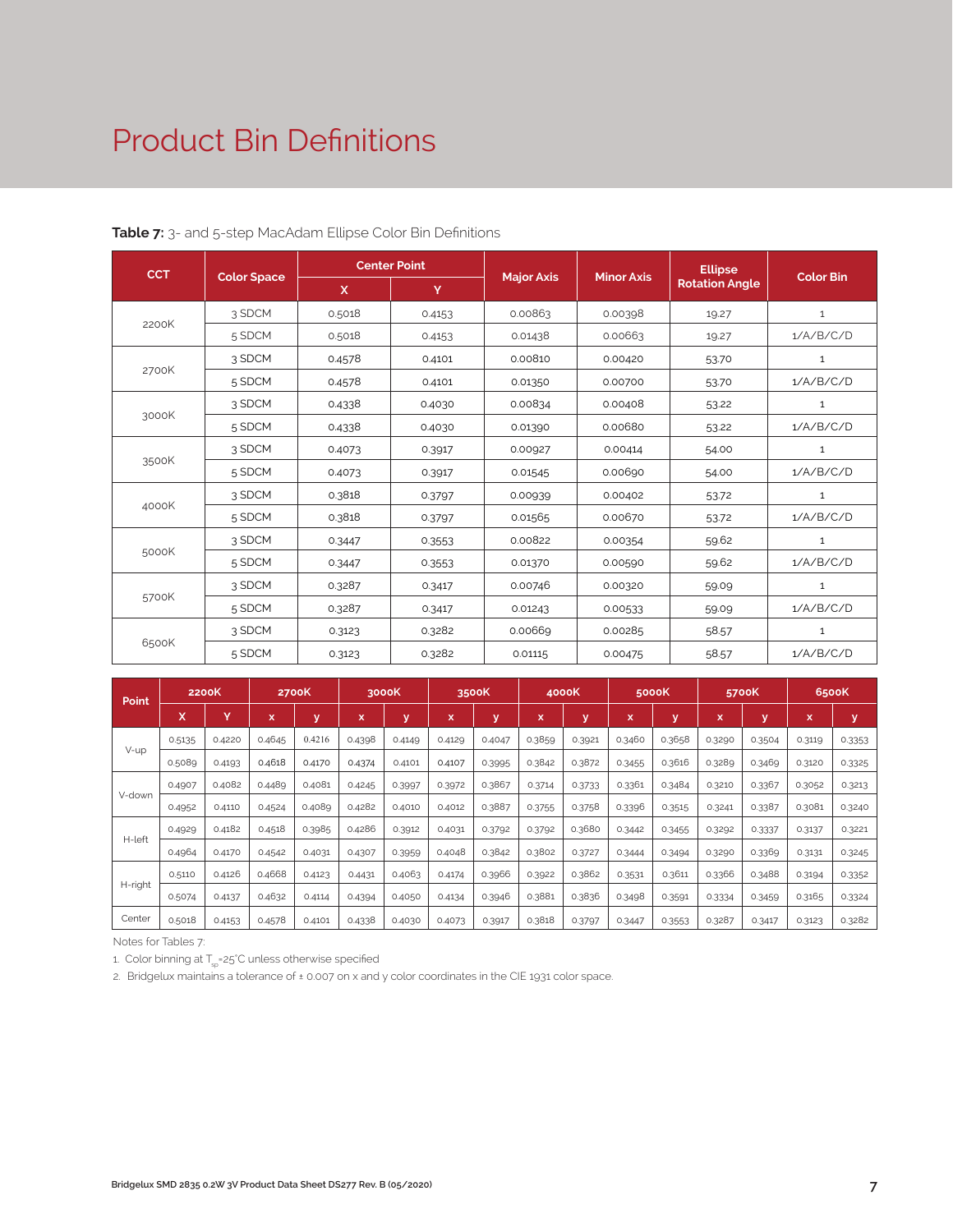# Product Bin Definitions

**Table 7:** 3- and 5-step MacAdam Ellipse Color Bin Definitions

| CCT | Color Space | Center Point | | Major Axis | Minor Axis | Ellipse Rotation Angle | Color Bin |
|---|---|---|---|---|---|---|---|
| | | X | Y | | | | |
| 2200K | 3 SDCM | 0.5018 | 0.4153 | 0.00863 | 0.00398 | 19.27 | 1 |
| | 5 SDCM | 0.5018 | 0.4153 | 0.01438 | 0.00663 | 19.27 | 1/A/B/C/D |
| 2700K | 3 SDCM | 0.4578 | 0.4101 | 0.00810 | 0.00420 | 53.70 | 1 |
| | 5 SDCM | 0.4578 | 0.4101 | 0.01350 | 0.00700 | 53.70 | 1/A/B/C/D |
| 3000K | 3 SDCM | 0.4338 | 0.4030 | 0.00834 | 0.00408 | 53.22 | 1 |
| | 5 SDCM | 0.4338 | 0.4030 | 0.01390 | 0.00680 | 53.22 | 1/A/B/C/D |
| 3500K | 3 SDCM | 0.4073 | 0.3917 | 0.00927 | 0.00414 | 54.00 | 1 |
| | 5 SDCM | 0.4073 | 0.3917 | 0.01545 | 0.00690 | 54.00 | 1/A/B/C/D |
| 4000K | 3 SDCM | 0.3818 | 0.3797 | 0.00939 | 0.00402 | 53.72 | 1 |
| | 5 SDCM | 0.3818 | 0.3797 | 0.01565 | 0.00670 | 53.72 | 1/A/B/C/D |
| 5000K | 3 SDCM | 0.3447 | 0.3553 | 0.00822 | 0.00354 | 59.62 | 1 |
| | 5 SDCM | 0.3447 | 0.3553 | 0.01370 | 0.00590 | 59.62 | 1/A/B/C/D |
| 5700K | 3 SDCM | 0.3287 | 0.3417 | 0.00746 | 0.00320 | 59.09 | 1 |
| | 5 SDCM | 0.3287 | 0.3417 | 0.01243 | 0.00533 | 59.09 | 1/A/B/C/D |
| 6500K | 3 SDCM | 0.3123 | 0.3282 | 0.00669 | 0.00285 | 58.57 | 1 |
| | 5 SDCM | 0.3123 | 0.3282 | 0.01115 | 0.00475 | 58.57 | 1/A/B/C/D |

| Point | 2200K | | 2700K | | 3000K | | 3500K | | 4000K | | 5000K | | 5700K | | 6500K | |
|---|---|---|---|---|---|---|---|---|---|---|---|---|---|---|---|---|
| | X | Y | x | y | x | y | x | y | x | y | x | y | x | y | x | y |
| V-up | 0.5135 | 0.4220 | 0.4645 | 0.4216 | 0.4398 | 0.4149 | 0.4129 | 0.4047 | 0.3859 | 0.3921 | 0.3460 | 0.3658 | 0.3290 | 0.3504 | 0.3119 | 0.3353 |
| | 0.5089 | 0.4193 | 0.4618 | 0.4170 | 0.4374 | 0.4101 | 0.4107 | 0.3995 | 0.3842 | 0.3872 | 0.3455 | 0.3616 | 0.3289 | 0.3469 | 0.3120 | 0.3325 |
| V-down | 0.4907 | 0.4082 | 0.4489 | 0.4081 | 0.4245 | 0.3997 | 0.3972 | 0.3867 | 0.3714 | 0.3733 | 0.3361 | 0.3484 | 0.3210 | 0.3367 | 0.3052 | 0.3213 |
| | 0.4952 | 0.4110 | 0.4524 | 0.4089 | 0.4282 | 0.4010 | 0.4012 | 0.3887 | 0.3755 | 0.3758 | 0.3396 | 0.3515 | 0.3241 | 0.3387 | 0.3081 | 0.3240 |
| H-left | 0.4929 | 0.4182 | 0.4518 | 0.3985 | 0.4286 | 0.3912 | 0.4031 | 0.3792 | 0.3792 | 0.3680 | 0.3442 | 0.3455 | 0.3292 | 0.3337 | 0.3137 | 0.3221 |
| | 0.4964 | 0.4170 | 0.4542 | 0.4031 | 0.4307 | 0.3959 | 0.4048 | 0.3842 | 0.3802 | 0.3727 | 0.3444 | 0.3494 | 0.3290 | 0.3369 | 0.3131 | 0.3245 |
| H-right | 0.5110 | 0.4126 | 0.4668 | 0.4123 | 0.4431 | 0.4063 | 0.4174 | 0.3966 | 0.3922 | 0.3862 | 0.3531 | 0.3611 | 0.3366 | 0.3488 | 0.3194 | 0.3352 |
| | 0.5074 | 0.4137 | 0.4632 | 0.4114 | 0.4394 | 0.4050 | 0.4134 | 0.3946 | 0.3881 | 0.3836 | 0.3498 | 0.3591 | 0.3334 | 0.3459 | 0.3165 | 0.3324 |
| Center | 0.5018 | 0.4153 | 0.4578 | 0.4101 | 0.4338 | 0.4030 | 0.4073 | 0.3917 | 0.3818 | 0.3797 | 0.3447 | 0.3553 | 0.3287 | 0.3417 | 0.3123 | 0.3282 |

Notes for Tables 7:

1. Color binning at $T_{sp}$=25°C unless otherwise specified
2. Bridgelux maintains a tolerance of ± 0.007 on x and y color coordinates in the CIE 1931 color space.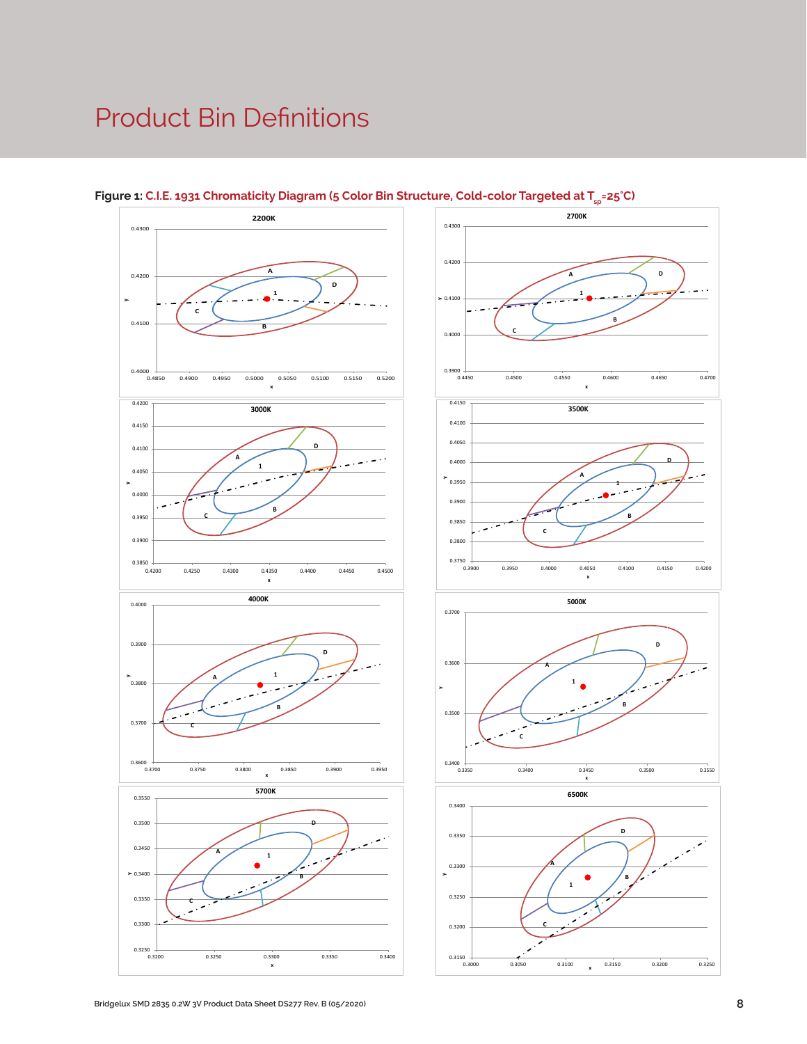# Product Bin Definitions

**Figure 1: C.I.E. 1931 Chromaticity Diagram (5 Color Bin Structure, Cold-color Targeted at $T_{sp}$=25˚C)**

2200K

2700K

3000K

3500K

4000K

5000K

5700K

6500K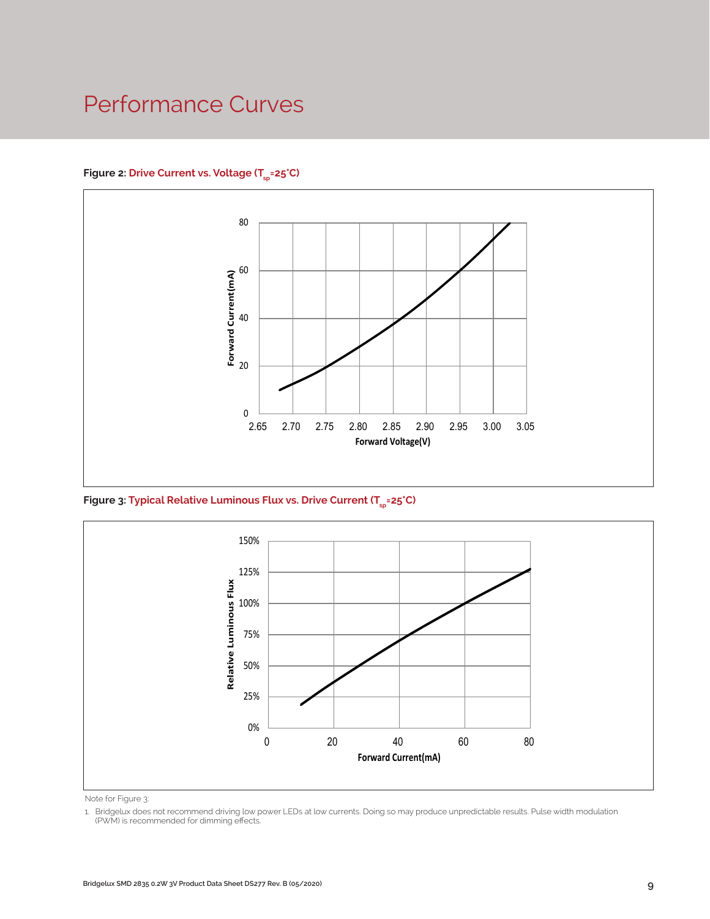# Performance Curves

**Figure 2:** **Drive Current vs. Voltage ($T_{sp}$=25°C)**

**Figure 3:** **Typical Relative Luminous Flux vs. Drive Current ($T_{sp}$=25°C)**

Note for Figure 3:

1. Bridgelux does not recommend driving low power LEDs at low currents. Doing so may produce unpredictable results. Pulse width modulation (PWM) is recommended for dimming effects.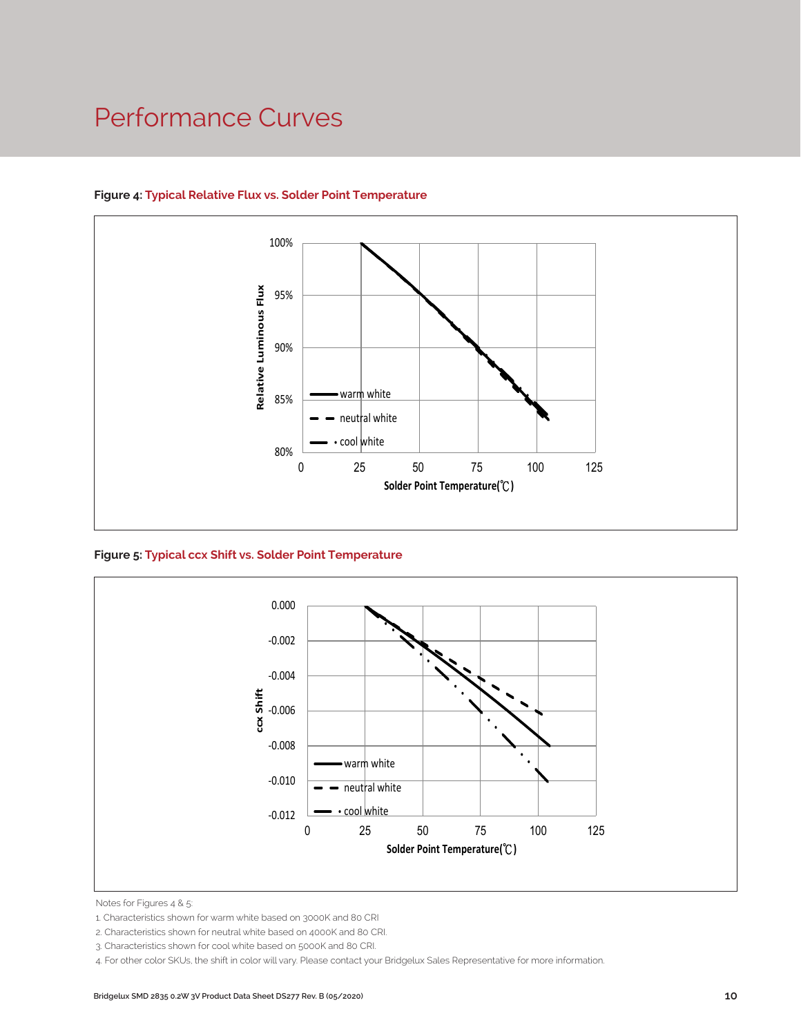# Performance Curves

**Figure 4:** Typical Relative Flux vs. Solder Point Temperature

**Figure 5:** Typical ccx Shift vs. Solder Point Temperature

Notes for Figures 4 & 5:

1. Characteristics shown for warm white based on 3000K and 80 CRI
2. Characteristics shown for neutral white based on 4000K and 80 CRI.
3. Characteristics shown for cool white based on 5000K and 80 CRI.
4. For other color SKUs, the shift in color will vary. Please contact your Bridgelux Sales Representative for more information.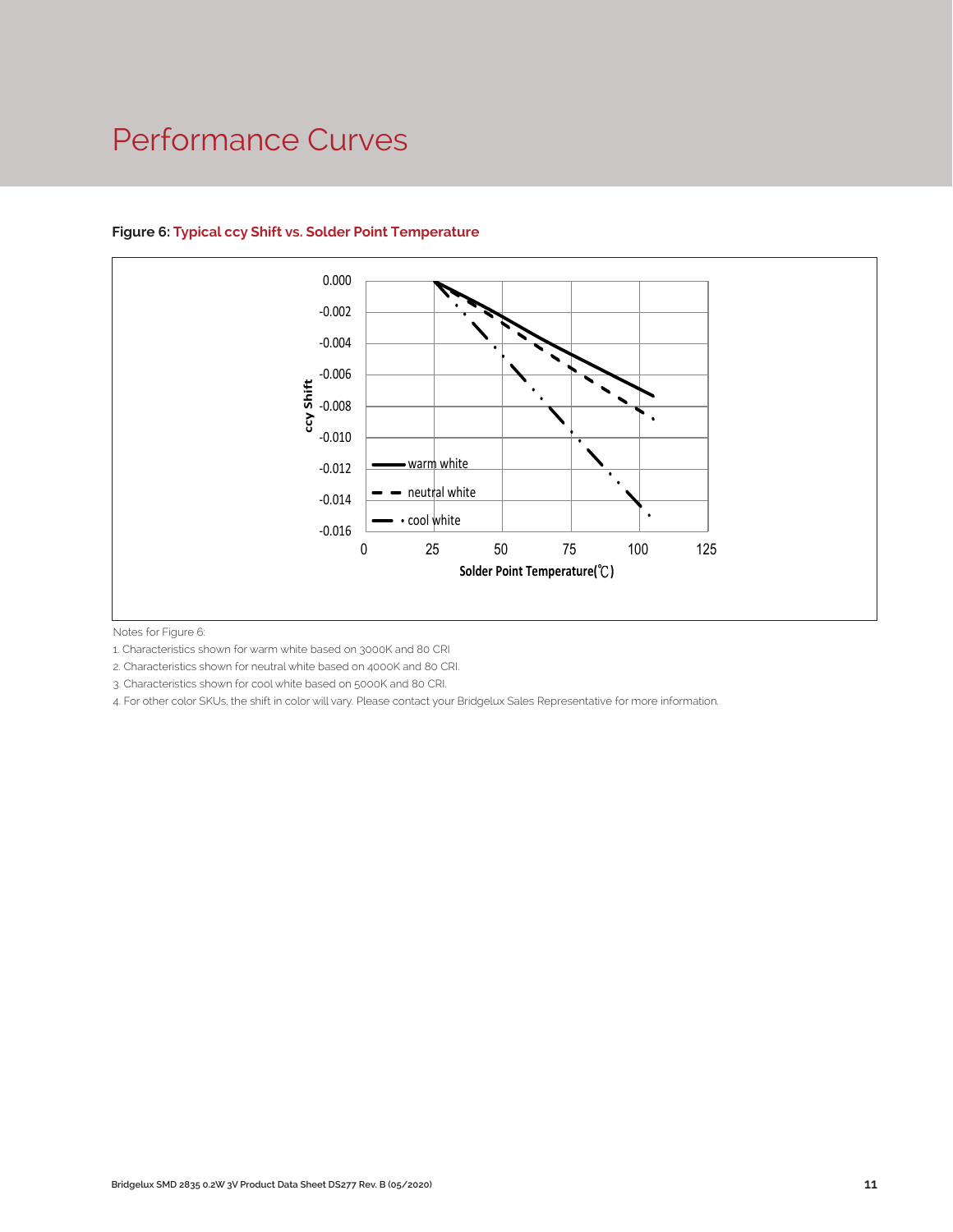# Performance Curves

**Figure 6: Typical ccy Shift vs. Solder Point Temperature**

Notes for Figure 6:

1. Characteristics shown for warm white based on 3000K and 80 CRI
2. Characteristics shown for neutral white based on 4000K and 80 CRI.
3. Characteristics shown for cool white based on 5000K and 80 CRI.
4. For other color SKUs, the shift in color will vary. Please contact your Bridgelux Sales Representative for more information.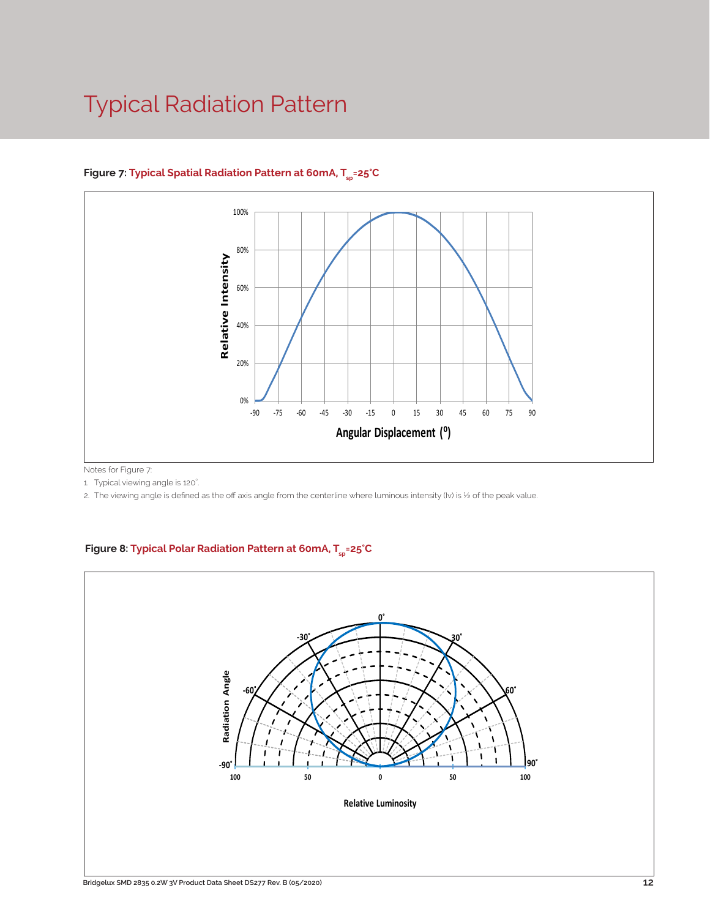# Typical Radiation Pattern

**Figure 7: Typical Spatial Radiation Pattern at 60mA, $T_{sp}$=25°C**

Notes for Figure 7:

1. Typical viewing angle is 120°.
2. The viewing angle is defined as the off axis angle from the centerline where luminous intensity (Iv) is ½ of the peak value.

**Figure 8: Typical Polar Radiation Pattern at 60mA, $T_{sp}$=25°C**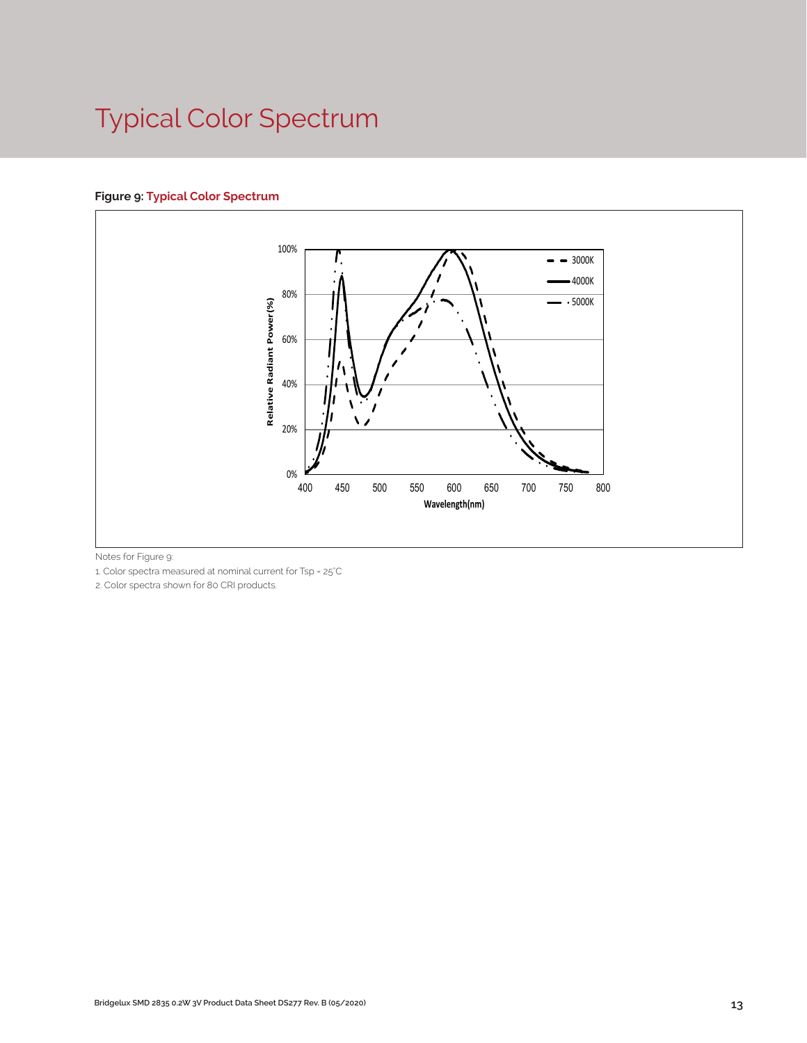# Typical Color Spectrum

**Figure 9: Typical Color Spectrum**

Notes for Figure 9:

1. Color spectra measured at nominal current for Tsp = 25°C
2. Color spectra shown for 80 CRI products.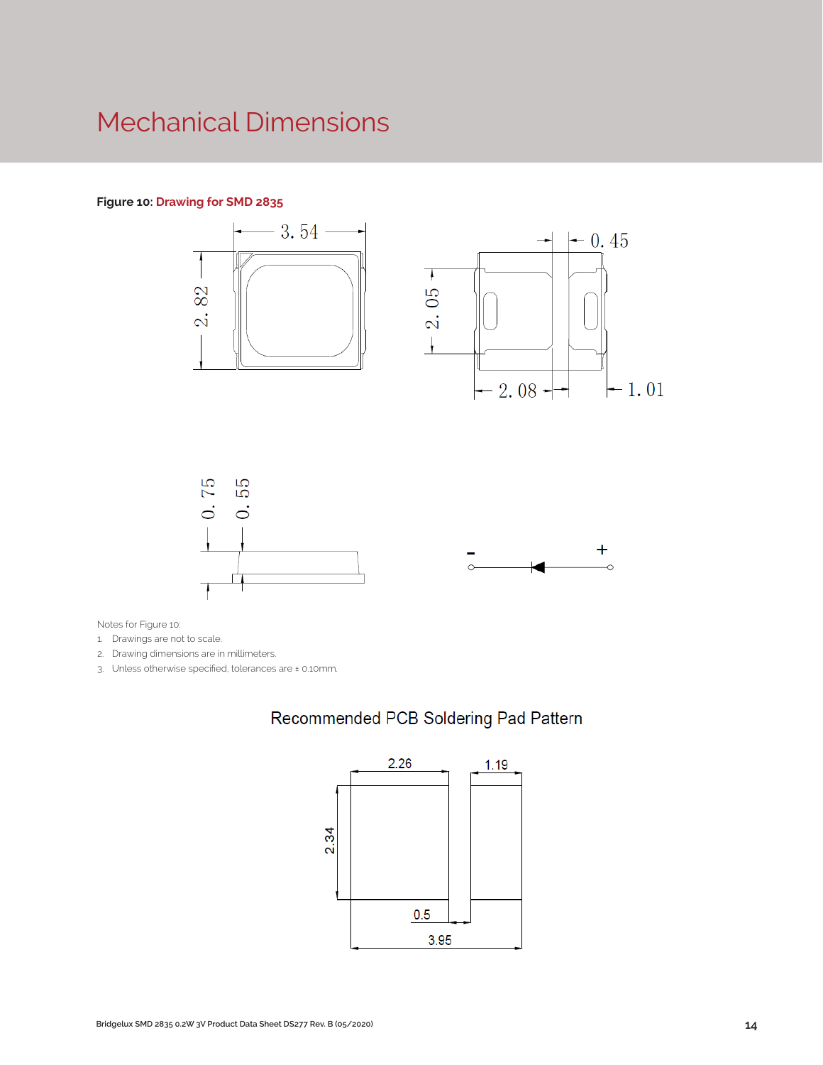# Mechanical Dimensions

**Figure 10:** **Drawing for SMD 2835**

Notes for Figure 10:

1. Drawings are not to scale.
2. Drawing dimensions are in millimeters.
3. Unless otherwise specified, tolerances are ± 0.10mm.

Recommended PCB Soldering Pad Pattern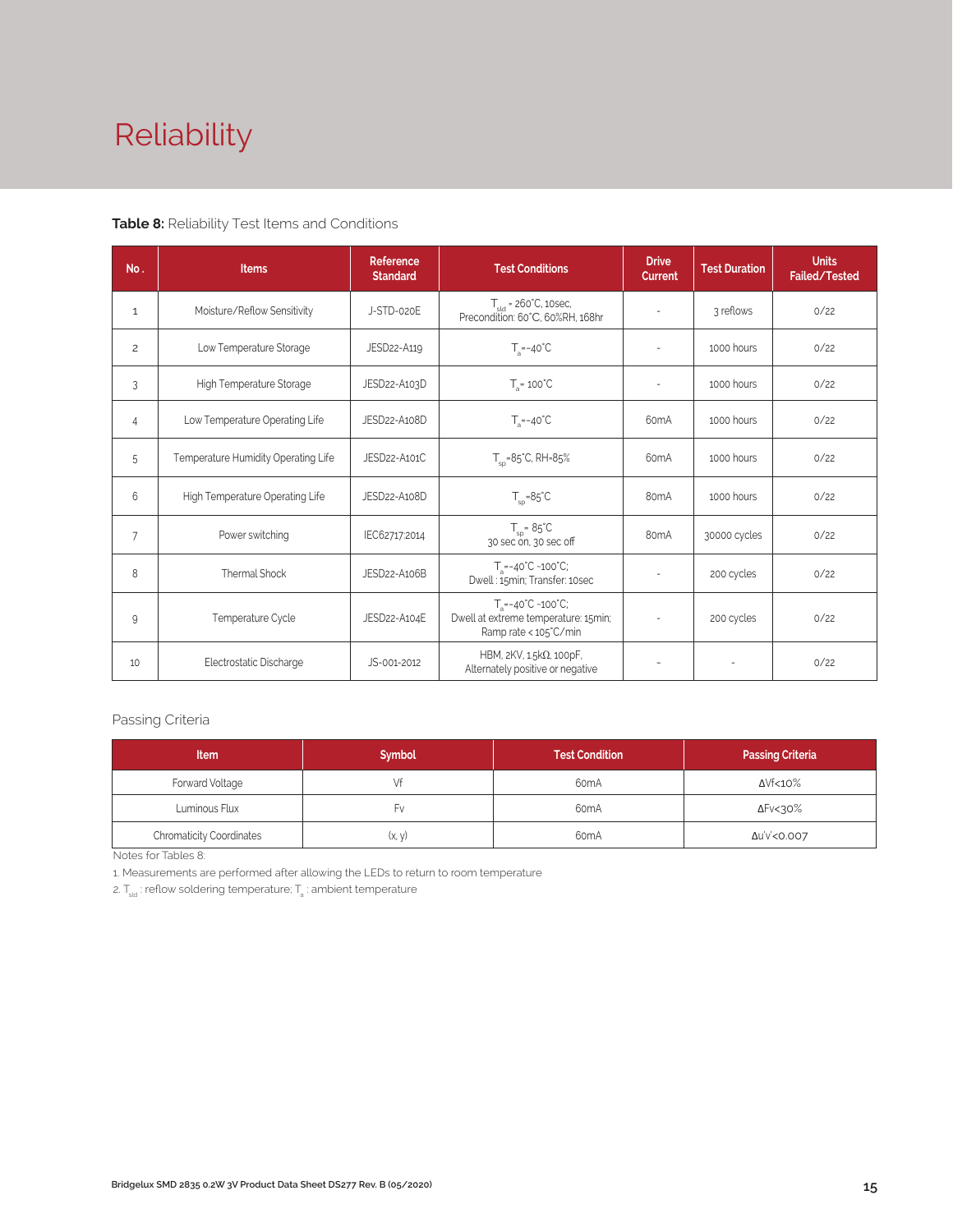# Reliability

**Table 8:** Reliability Test Items and Conditions

| No. | Items | Reference Standard | Test Conditions | Drive Current | Test Duration | Units Failed/Tested |
|---|---|---|---|---|---|---|
| 1 | Moisture/Reflow Sensitivity | J-STD-020E | $T_{sld}$ = 260°C, 10sec, Precondition: 60°C, 60%RH, 168hr | - | 3 reflows | 0/22 |
| 2 | Low Temperature Storage | JESD22-A119 | $T_a$=-40°C | - | 1000 hours | 0/22 |
| 3 | High Temperature Storage | JESD22-A103D | $T_a$= 100°C | - | 1000 hours | 0/22 |
| 4 | Low Temperature Operating Life | JESD22-A108D | $T_a$=-40°C | 60mA | 1000 hours | 0/22 |
| 5 | Temperature Humidity Operating Life | JESD22-A101C | $T_{sp}$=85°C, RH=85% | 60mA | 1000 hours | 0/22 |
| 6 | High Temperature Operating Life | JESD22-A108D | $T_{sp}$=85°C | 80mA | 1000 hours | 0/22 |
| 7 | Power switching | IEC62717:2014 | $T_{sp}$= 85°C 30 sec on, 30 sec off | 80mA | 30000 cycles | 0/22 |
| 8 | Thermal Shock | JESD22-A106B | $T_a$=-40°C ~100°C; Dwell : 15min; Transfer: 10sec | - | 200 cycles | 0/22 |
| 9 | Temperature Cycle | JESD22-A104E | $T_a$=-40°C ~100°C; Dwell at extreme temperature: 15min; Ramp rate < 105°C/min | - | 200 cycles | 0/22 |
| 10 | Electrostatic Discharge | JS-001-2012 | HBM, 2KV, 1.5kΩ, 100pF, Alternately positive or negative | - | - | 0/22 |

Passing Criteria

| Item | Symbol | Test Condition | Passing Criteria |
|---|---|---|---|
| Forward Voltage | Vf | 60mA | ΔVf<10% |
| Luminous Flux | Fv | 60mA | ΔFv<30% |
| Chromaticity Coordinates | (x, y) | 60mA | Δu'v'<0.007 |

Notes for Tables 8:

1. Measurements are performed after allowing the LEDs to return to room temperature
2. $T_{sld}$ : reflow soldering temperature; $T_a$ : ambient temperature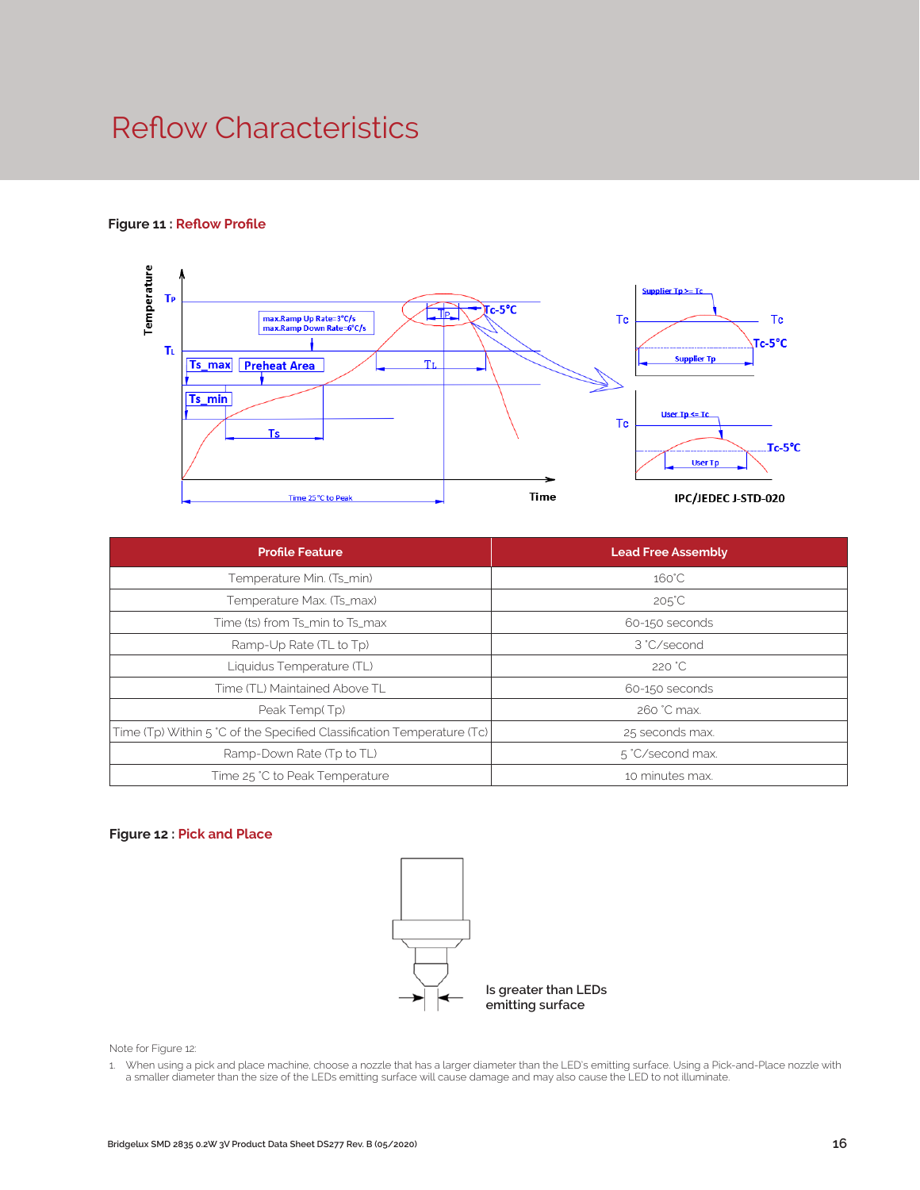# Reflow Characteristics

**Figure 11 : Reflow Profile**

| Profile Feature | Lead Free Assembly |
|---|---|
| Temperature Min. (Ts_min) | 160°C |
| Temperature Max. (Ts_max) | 205°C |
| Time (ts) from Ts_min to Ts_max | 60-150 seconds |
| Ramp-Up Rate (TL to Tp) | 3 °C/second |
| Liquidus Temperature (TL) | 220 °C |
| Time (TL) Maintained Above TL | 60-150 seconds |
| Peak Temp( Tp) | 260 °C max. |
| Time (Tp) Within 5 °C of the Specified Classification Temperature (Tc) | 25 seconds max. |
| Ramp-Down Rate (Tp to TL) | 5 °C/second max. |
| Time 25 °C to Peak Temperature | 10 minutes max. |

**Figure 12 : Pick and Place**

Is greater than LEDs emitting surface

Note for Figure 12:

1. When using a pick and place machine, choose a nozzle that has a larger diameter than the LED's emitting surface. Using a Pick-and-Place nozzle with a smaller diameter than the size of the LEDs emitting surface will cause damage and may also cause the LED to not illuminate.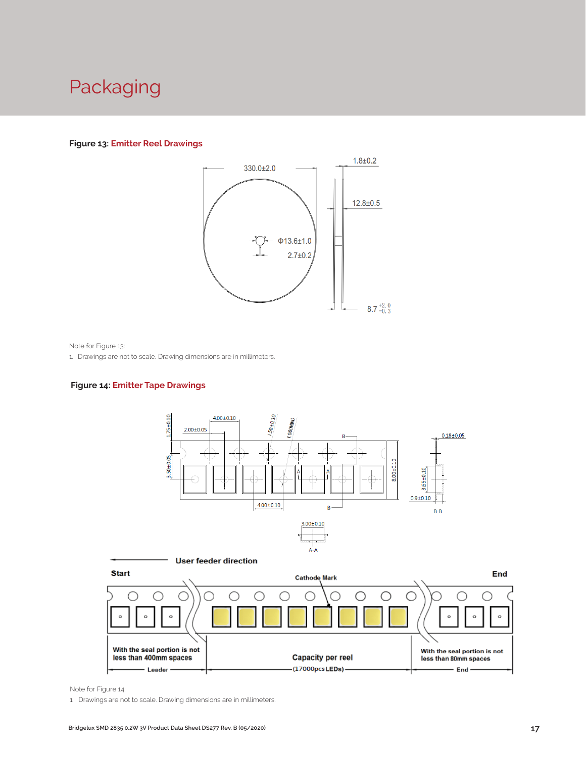# Packaging

**Figure 13: Emitter Reel Drawings**

330.0±2.0

1.8±0.2

12.8±0.5

Φ13.6±1.0

2.7±0.2

$8.7^{+2.0}_{-0.3}$

Note for Figure 13:

1. Drawings are not to scale. Drawing dimensions are in millimeters.

**Figure 14: Emitter Tape Drawings**

4.00±0.10

2.00±0.05

1.75±0.10

1.50±0.10

1.00(MIN)

0.18±0.05

3.50±0.05

8.00±0.10

3.65±0.10

0.9±0.10

4.00±0.10

B-B

3.00±0.10

A-A

User feeder direction

Start

Cathode Mark

End

With the seal portion is not less than 400mm spaces

Leader

Capacity per reel (17000pcs LEDs)

With the seal portion is not less than 80mm spaces

End

Note for Figure 14:

1. Drawings are not to scale. Drawing dimensions are in millimeters.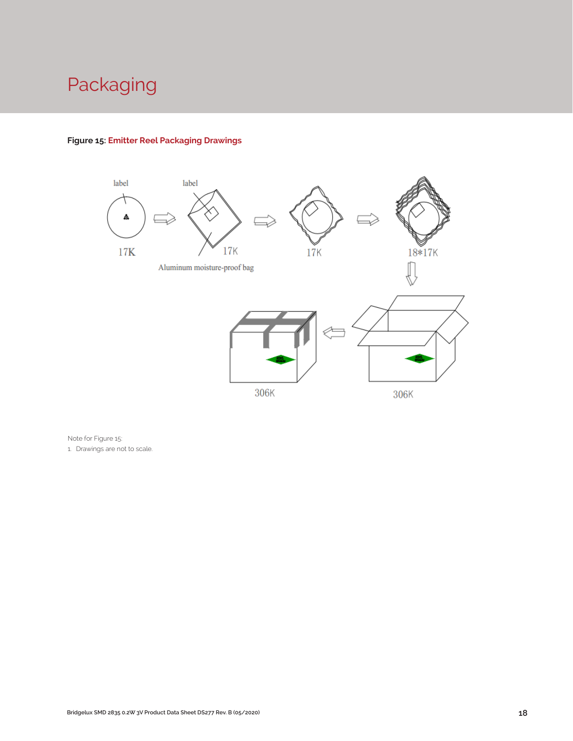# Packaging

**Figure 15: Emitter Reel Packaging Drawings**

label

label

17K

17K

Aluminum moisture-proof bag

17K

18*17K

306K

306K

Note for Figure 15:

1. Drawings are not to scale.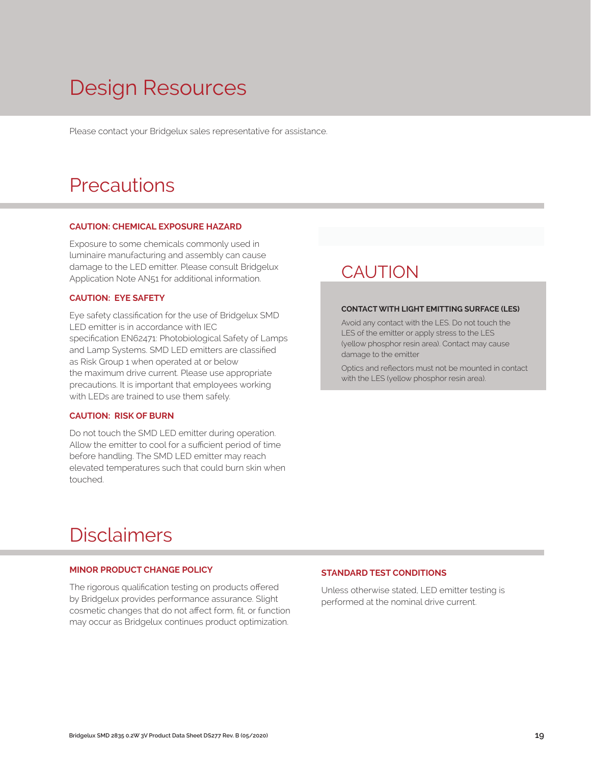# Design Resources

Please contact your Bridgelux sales representative for assistance.

# Precautions

### CAUTION: CHEMICAL EXPOSURE HAZARD

Exposure to some chemicals commonly used in luminaire manufacturing and assembly can cause damage to the LED emitter. Please consult Bridgelux Application Note AN51 for additional information.

### CAUTION: EYE SAFETY

Eye safety classification for the use of Bridgelux SMD LED emitter is in accordance with IEC specification EN62471: Photobiological Safety of Lamps and Lamp Systems. SMD LED emitters are classified as Risk Group 1 when operated at or below the maximum drive current. Please use appropriate precautions. It is important that employees working with LEDs are trained to use them safely.

### CAUTION: RISK OF BURN

Do not touch the SMD LED emitter during operation. Allow the emitter to cool for a sufficient period of time before handling. The SMD LED emitter may reach elevated temperatures such that could burn skin when touched.

## CAUTION

**CONTACT WITH LIGHT EMITTING SURFACE (LES)**

Avoid any contact with the LES. Do not touch the LES of the emitter or apply stress to the LES (yellow phosphor resin area). Contact may cause damage to the emitter

Optics and reflectors must not be mounted in contact with the LES (yellow phosphor resin area).

# Disclaimers

### MINOR PRODUCT CHANGE POLICY

The rigorous qualification testing on products offered by Bridgelux provides performance assurance. Slight cosmetic changes that do not affect form, fit, or function may occur as Bridgelux continues product optimization.

### STANDARD TEST CONDITIONS

Unless otherwise stated, LED emitter testing is performed at the nominal drive current.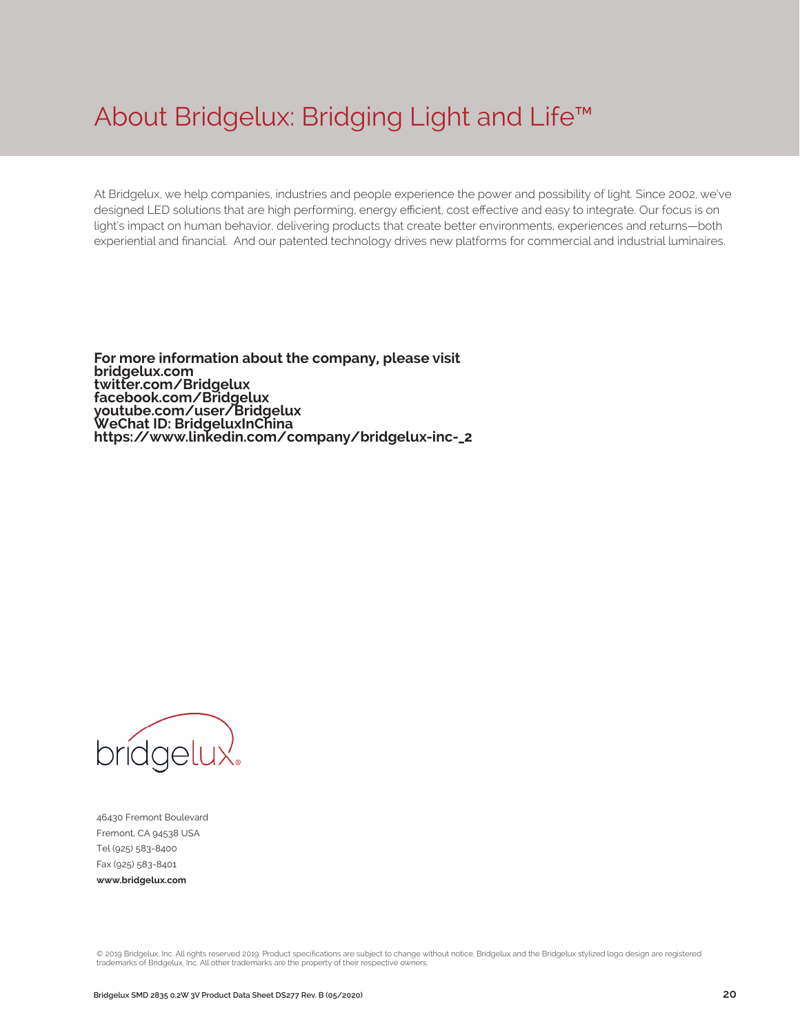# About Bridgelux: Bridging Light and Life™

At Bridgelux, we help companies, industries and people experience the power and possibility of light. Since 2002, we've designed LED solutions that are high performing, energy efficient, cost effective and easy to integrate. Our focus is on light's impact on human behavior, delivering products that create better environments, experiences and returns—both experiential and financial. And our patented technology drives new platforms for commercial and industrial luminaires.

**For more information about the company, please visit**
**bridgelux.com**
**twitter.com/Bridgelux**
**facebook.com/Bridgelux**
**youtube.com/user/Bridgelux**
**WeChat ID: BridgeluxInChina**
**https://www.linkedin.com/company/bridgelux-inc-_2**

bridgelux®

46430 Fremont Boulevard
Fremont, CA 94538 USA
Tel (925) 583-8400
Fax (925) 583-8401
**www.bridgelux.com**

© 2019 Bridgelux, Inc. All rights reserved 2019. Product specifications are subject to change without notice. Bridgelux and the Bridgelux stylized logo design are registered trademarks of Bridgelux, Inc. All other trademarks are the property of their respective owners.